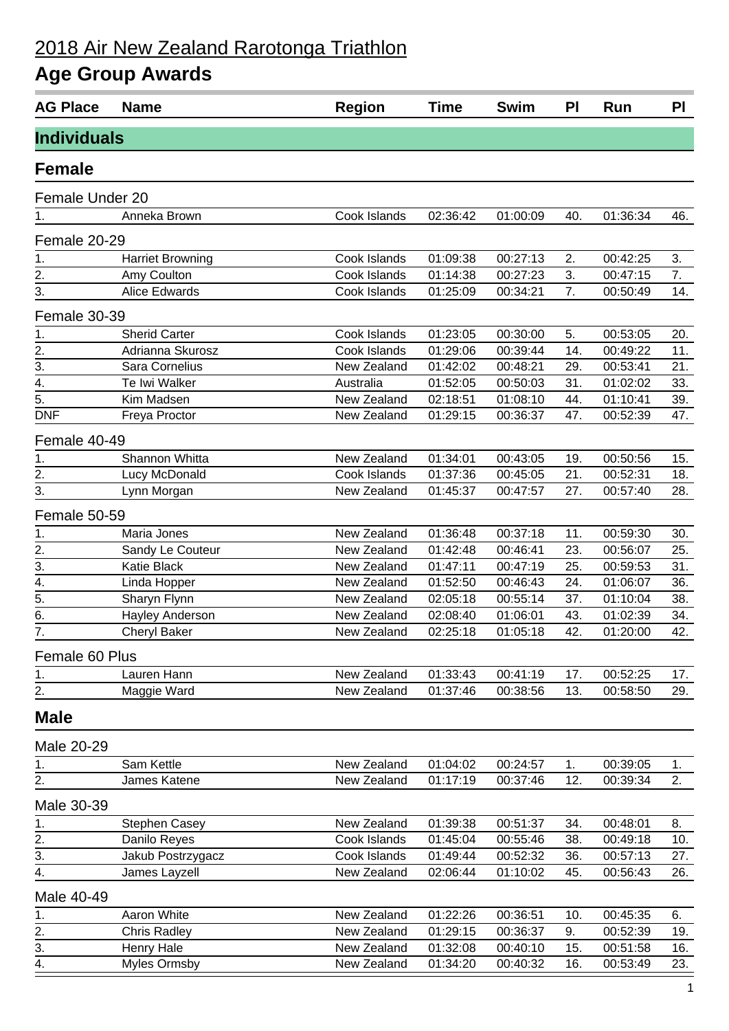# 2018 Air New Zealand Rarotonga Triathlon

## Age Group Awards

| AG Place | Name | Region | Time | Swim | Pl | Run | Pl |
|---|---|---|---|---|---|---|---|

## Individuals

### Female

#### Female Under 20

| AG Place | Name | Region | Time | Swim | Pl | Run | Pl |
|---|---|---|---|---|---|---|---|
| 1. | Anneka Brown | Cook Islands | 02:36:42 | 01:00:09 | 40. | 01:36:34 | 46. |

#### Female 20-29

| AG Place | Name | Region | Time | Swim | Pl | Run | Pl |
|---|---|---|---|---|---|---|---|
| 1. | Harriet Browning | Cook Islands | 01:09:38 | 00:27:13 | 2. | 00:42:25 | 3. |
| 2. | Amy Coulton | Cook Islands | 01:14:38 | 00:27:23 | 3. | 00:47:15 | 7. |
| 3. | Alice Edwards | Cook Islands | 01:25:09 | 00:34:21 | 7. | 00:50:49 | 14. |

#### Female 30-39

| AG Place | Name | Region | Time | Swim | Pl | Run | Pl |
|---|---|---|---|---|---|---|---|
| 1. | Sherid Carter | Cook Islands | 01:23:05 | 00:30:00 | 5. | 00:53:05 | 20. |
| 2. | Adrianna Skurosz | Cook Islands | 01:29:06 | 00:39:44 | 14. | 00:49:22 | 11. |
| 3. | Sara Cornelius | New Zealand | 01:42:02 | 00:48:21 | 29. | 00:53:41 | 21. |
| 4. | Te Iwi Walker | Australia | 01:52:05 | 00:50:03 | 31. | 01:02:02 | 33. |
| 5. | Kim Madsen | New Zealand | 02:18:51 | 01:08:10 | 44. | 01:10:41 | 39. |
| DNF | Freya Proctor | New Zealand | 01:29:15 | 00:36:37 | 47. | 00:52:39 | 47. |

#### Female 40-49

| AG Place | Name | Region | Time | Swim | Pl | Run | Pl |
|---|---|---|---|---|---|---|---|
| 1. | Shannon Whitta | New Zealand | 01:34:01 | 00:43:05 | 19. | 00:50:56 | 15. |
| 2. | Lucy McDonald | Cook Islands | 01:37:36 | 00:45:05 | 21. | 00:52:31 | 18. |
| 3. | Lynn Morgan | New Zealand | 01:45:37 | 00:47:57 | 27. | 00:57:40 | 28. |

#### Female 50-59

| AG Place | Name | Region | Time | Swim | Pl | Run | Pl |
|---|---|---|---|---|---|---|---|
| 1. | Maria Jones | New Zealand | 01:36:48 | 00:37:18 | 11. | 00:59:30 | 30. |
| 2. | Sandy Le Couteur | New Zealand | 01:42:48 | 00:46:41 | 23. | 00:56:07 | 25. |
| 3. | Katie Black | New Zealand | 01:47:11 | 00:47:19 | 25. | 00:59:53 | 31. |
| 4. | Linda Hopper | New Zealand | 01:52:50 | 00:46:43 | 24. | 01:06:07 | 36. |
| 5. | Sharyn Flynn | New Zealand | 02:05:18 | 00:55:14 | 37. | 01:10:04 | 38. |
| 6. | Hayley Anderson | New Zealand | 02:08:40 | 01:06:01 | 43. | 01:02:39 | 34. |
| 7. | Cheryl Baker | New Zealand | 02:25:18 | 01:05:18 | 42. | 01:20:00 | 42. |

#### Female 60 Plus

| AG Place | Name | Region | Time | Swim | Pl | Run | Pl |
|---|---|---|---|---|---|---|---|
| 1. | Lauren Hann | New Zealand | 01:33:43 | 00:41:19 | 17. | 00:52:25 | 17. |
| 2. | Maggie Ward | New Zealand | 01:37:46 | 00:38:56 | 13. | 00:58:50 | 29. |

### Male

#### Male 20-29

| AG Place | Name | Region | Time | Swim | Pl | Run | Pl |
|---|---|---|---|---|---|---|---|
| 1. | Sam Kettle | New Zealand | 01:04:02 | 00:24:57 | 1. | 00:39:05 | 1. |
| 2. | James Katene | New Zealand | 01:17:19 | 00:37:46 | 12. | 00:39:34 | 2. |

#### Male 30-39

| AG Place | Name | Region | Time | Swim | Pl | Run | Pl |
|---|---|---|---|---|---|---|---|
| 1. | Stephen Casey | New Zealand | 01:39:38 | 00:51:37 | 34. | 00:48:01 | 8. |
| 2. | Danilo Reyes | Cook Islands | 01:45:04 | 00:55:46 | 38. | 00:49:18 | 10. |
| 3. | Jakub Postrzygacz | Cook Islands | 01:49:44 | 00:52:32 | 36. | 00:57:13 | 27. |
| 4. | James Layzell | New Zealand | 02:06:44 | 01:10:02 | 45. | 00:56:43 | 26. |

#### Male 40-49

| AG Place | Name | Region | Time | Swim | Pl | Run | Pl |
|---|---|---|---|---|---|---|---|
| 1. | Aaron White | New Zealand | 01:22:26 | 00:36:51 | 10. | 00:45:35 | 6. |
| 2. | Chris Radley | New Zealand | 01:29:15 | 00:36:37 | 9. | 00:52:39 | 19. |
| 3. | Henry Hale | New Zealand | 01:32:08 | 00:40:10 | 15. | 00:51:58 | 16. |
| 4. | Myles Ormsby | New Zealand | 01:34:20 | 00:40:32 | 16. | 00:53:49 | 23. |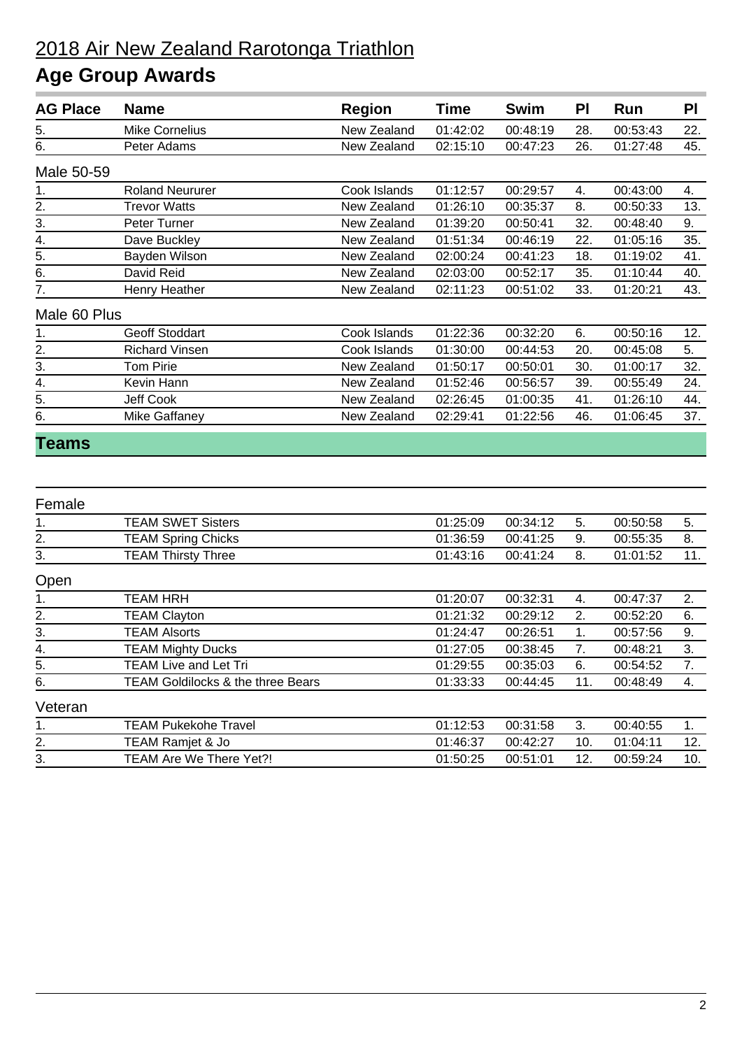# 2018 Air New Zealand Rarotonga Triathlon

## Age Group Awards

| AG Place | Name | Region | Time | Swim | Pl | Run | Pl |
|---|---|---|---|---|---|---|---|
| 5. | Mike Cornelius | New Zealand | 01:42:02 | 00:48:19 | 28. | 00:53:43 | 22. |
| 6. | Peter Adams | New Zealand | 02:15:10 | 00:47:23 | 26. | 01:27:48 | 45. |
| Male 50-59 | | | | | | | |
| 1. | Roland Neururer | Cook Islands | 01:12:57 | 00:29:57 | 4. | 00:43:00 | 4. |
| 2. | Trevor Watts | New Zealand | 01:26:10 | 00:35:37 | 8. | 00:50:33 | 13. |
| 3. | Peter Turner | New Zealand | 01:39:20 | 00:50:41 | 32. | 00:48:40 | 9. |
| 4. | Dave Buckley | New Zealand | 01:51:34 | 00:46:19 | 22. | 01:05:16 | 35. |
| 5. | Bayden Wilson | New Zealand | 02:00:24 | 00:41:23 | 18. | 01:19:02 | 41. |
| 6. | David Reid | New Zealand | 02:03:00 | 00:52:17 | 35. | 01:10:44 | 40. |
| 7. | Henry Heather | New Zealand | 02:11:23 | 00:51:02 | 33. | 01:20:21 | 43. |
| Male 60 Plus | | | | | | | |
| 1. | Geoff Stoddart | Cook Islands | 01:22:36 | 00:32:20 | 6. | 00:50:16 | 12. |
| 2. | Richard Vinsen | Cook Islands | 01:30:00 | 00:44:53 | 20. | 00:45:08 | 5. |
| 3. | Tom Pirie | New Zealand | 01:50:17 | 00:50:01 | 30. | 01:00:17 | 32. |
| 4. | Kevin Hann | New Zealand | 01:52:46 | 00:56:57 | 39. | 00:55:49 | 24. |
| 5. | Jeff Cook | New Zealand | 02:26:45 | 01:00:35 | 41. | 01:26:10 | 44. |
| 6. | Mike Gaffaney | New Zealand | 02:29:41 | 01:22:56 | 46. | 01:06:45 | 37. |

## Teams

| | | | | | | |
|---|---|---|---|---|---|---|
| Female | | | | | | |
| 1. | TEAM SWET Sisters | 01:25:09 | 00:34:12 | 5. | 00:50:58 | 5. |
| 2. | TEAM Spring Chicks | 01:36:59 | 00:41:25 | 9. | 00:55:35 | 8. |
| 3. | TEAM Thirsty Three | 01:43:16 | 00:41:24 | 8. | 01:01:52 | 11. |
| Open | | | | | | |
| 1. | TEAM HRH | 01:20:07 | 00:32:31 | 4. | 00:47:37 | 2. |
| 2. | TEAM Clayton | 01:21:32 | 00:29:12 | 2. | 00:52:20 | 6. |
| 3. | TEAM Alsorts | 01:24:47 | 00:26:51 | 1. | 00:57:56 | 9. |
| 4. | TEAM Mighty Ducks | 01:27:05 | 00:38:45 | 7. | 00:48:21 | 3. |
| 5. | TEAM Live and Let Tri | 01:29:55 | 00:35:03 | 6. | 00:54:52 | 7. |
| 6. | TEAM Goldilocks & the three Bears | 01:33:33 | 00:44:45 | 11. | 00:48:49 | 4. |
| Veteran | | | | | | |
| 1. | TEAM Pukekohe Travel | 01:12:53 | 00:31:58 | 3. | 00:40:55 | 1. |
| 2. | TEAM Ramjet & Jo | 01:46:37 | 00:42:27 | 10. | 01:04:11 | 12. |
| 3. | TEAM Are We There Yet?! | 01:50:25 | 00:51:01 | 12. | 00:59:24 | 10. |